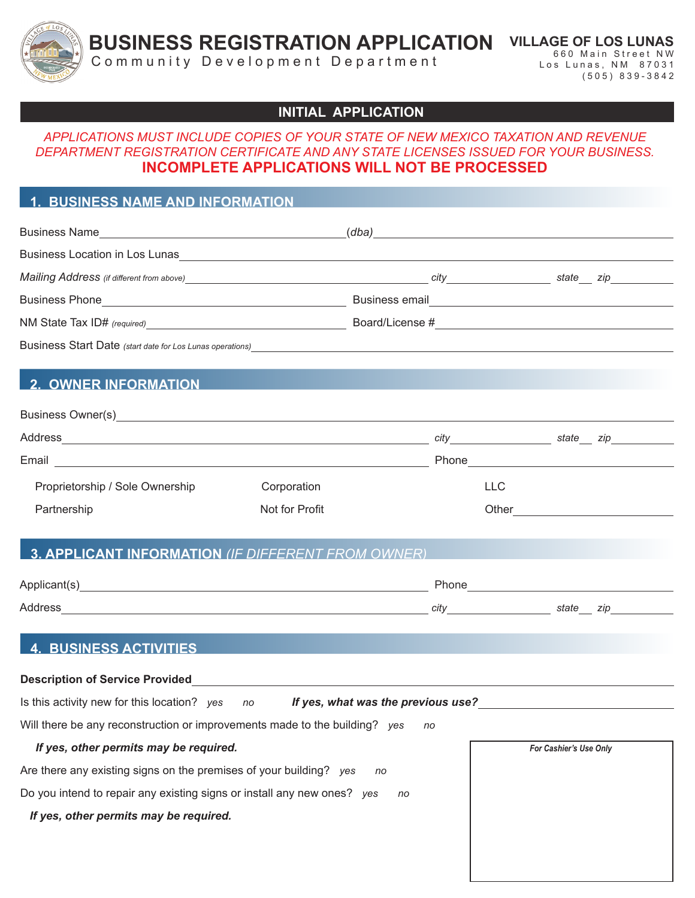# BUSINESS REGISTRATION APPLICATION

Community Development Department

**VILLAGE OF LOS LUNAS**
660 Main Street NW
Los Lunas, NM 87031
(505) 839-3842

## INITIAL APPLICATION

*APPLICATIONS MUST INCLUDE COPIES OF YOUR STATE OF NEW MEXICO TAXATION AND REVENUE DEPARTMENT REGISTRATION CERTIFICATE AND ANY STATE LICENSES ISSUED FOR YOUR BUSINESS.*

**INCOMPLETE APPLICATIONS WILL NOT BE PROCESSED**

## 1. BUSINESS NAME AND INFORMATION

Business Name _______________ *(dba)* _______________

Business Location in Los Lunas _______________

*Mailing Address (if different from above)* _______________ *city* _______ *state* ___ *zip* _______

Business Phone _______________ Business email _______________

NM State Tax ID# *(required)* _______________ Board/License # _______________

Business Start Date *(start date for Los Lunas operations)* _______________

## 2. OWNER INFORMATION

Business Owner(s) _______________

Address _______________ *city* _______ *state* ___ *zip* _______

Email _______________ Phone _______________

Proprietorship / Sole Ownership    Corporation    LLC

Partnership    Not for Profit    Other _______________

## 3. APPLICANT INFORMATION *(IF DIFFERENT FROM OWNER)*

Applicant(s) _______________ Phone _______________

Address _______________ *city* _______ *state* ___ *zip* _______

## 4. BUSINESS ACTIVITIES

**Description of Service Provided** _______________

Is this activity new for this location? *yes* *no* ***If yes, what was the previous use?*** _______________

Will there be any reconstruction or improvements made to the building? *yes* *no*

***If yes, other permits may be required.***

Are there any existing signs on the premises of your building? *yes* *no*

Do you intend to repair any existing signs or install any new ones? *yes* *no*

***If yes, other permits may be required.***

***For Cashier's Use Only***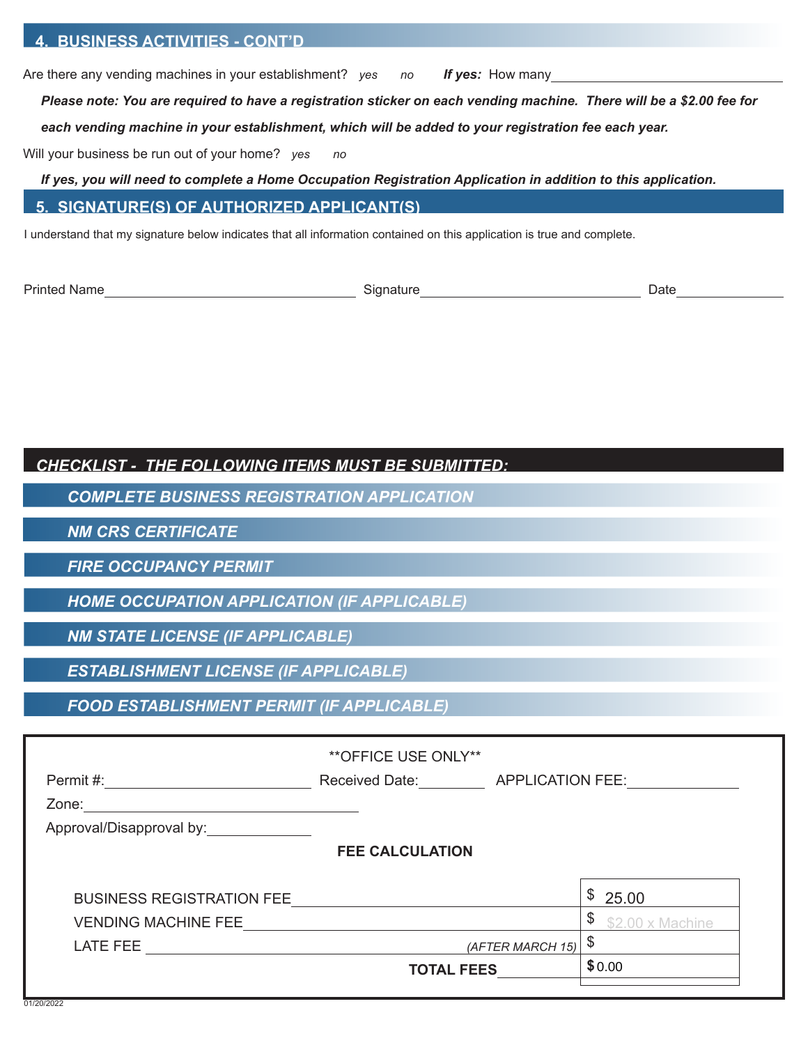## 4. BUSINESS ACTIVITIES - CONT'D

Are there any vending machines in your establishment? *yes* *no* ***If yes:*** How many \_\_\_\_\_\_\_\_\_\_\_\_\_\_\_\_\_\_\_\_

***Please note: You are required to have a registration sticker on each vending machine. There will be a $2.00 fee for each vending machine in your establishment, which will be added to your registration fee each year.***

Will your business be run out of your home? *yes* *no*

***If yes, you will need to complete a Home Occupation Registration Application in addition to this application.***

## 5. SIGNATURE(S) OF AUTHORIZED APPLICANT(S)

I understand that my signature below indicates that all information contained on this application is true and complete.

Printed Name \_\_\_\_\_\_\_\_\_\_\_\_\_\_\_\_\_\_\_\_ Signature \_\_\_\_\_\_\_\_\_\_\_\_\_\_\_\_\_\_\_\_ Date \_\_\_\_\_\_\_\_\_\_\_\_

## *CHECKLIST - THE FOLLOWING ITEMS MUST BE SUBMITTED:*

- ***COMPLETE BUSINESS REGISTRATION APPLICATION***
- ***NM CRS CERTIFICATE***
- ***FIRE OCCUPANCY PERMIT***
- ***HOME OCCUPATION APPLICATION (IF APPLICABLE)***
- ***NM STATE LICENSE (IF APPLICABLE)***
- ***ESTABLISHMENT LICENSE (IF APPLICABLE)***
- ***FOOD ESTABLISHMENT PERMIT (IF APPLICABLE)***

**OFFICE USE ONLY**

Permit #: \_\_\_\_\_\_\_\_\_\_\_\_ Received Date: \_\_\_\_\_\_\_\_ APPLICATION FEE: \_\_\_\_\_\_\_\_

Zone: \_\_\_\_\_\_\_\_\_\_\_\_

Approval/Disapproval by: \_\_\_\_\_\_\_\_\_\_\_\_

**FEE CALCULATION**

| | |
|---|---|
| BUSINESS REGISTRATION FEE | $ 25.00 |
| VENDING MACHINE FEE | $ $2.00 x Machine |
| LATE FEE *(AFTER MARCH 15)* | $ |
| **TOTAL FEES** | $0.00 |

01/20/2022